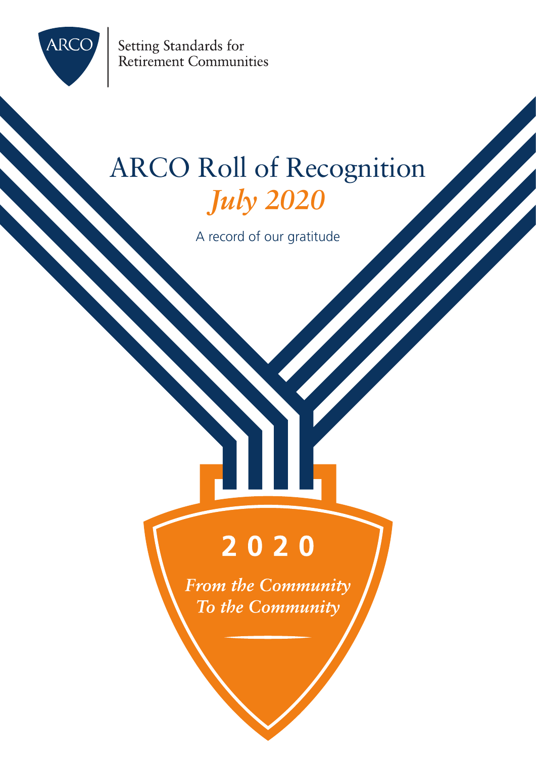ARCO

Setting Standards for Retirement Communities

# ARCO Roll of Recognition

*July 2020*

A record of our gratitude

**2020**

*From the Community*
*To the Community*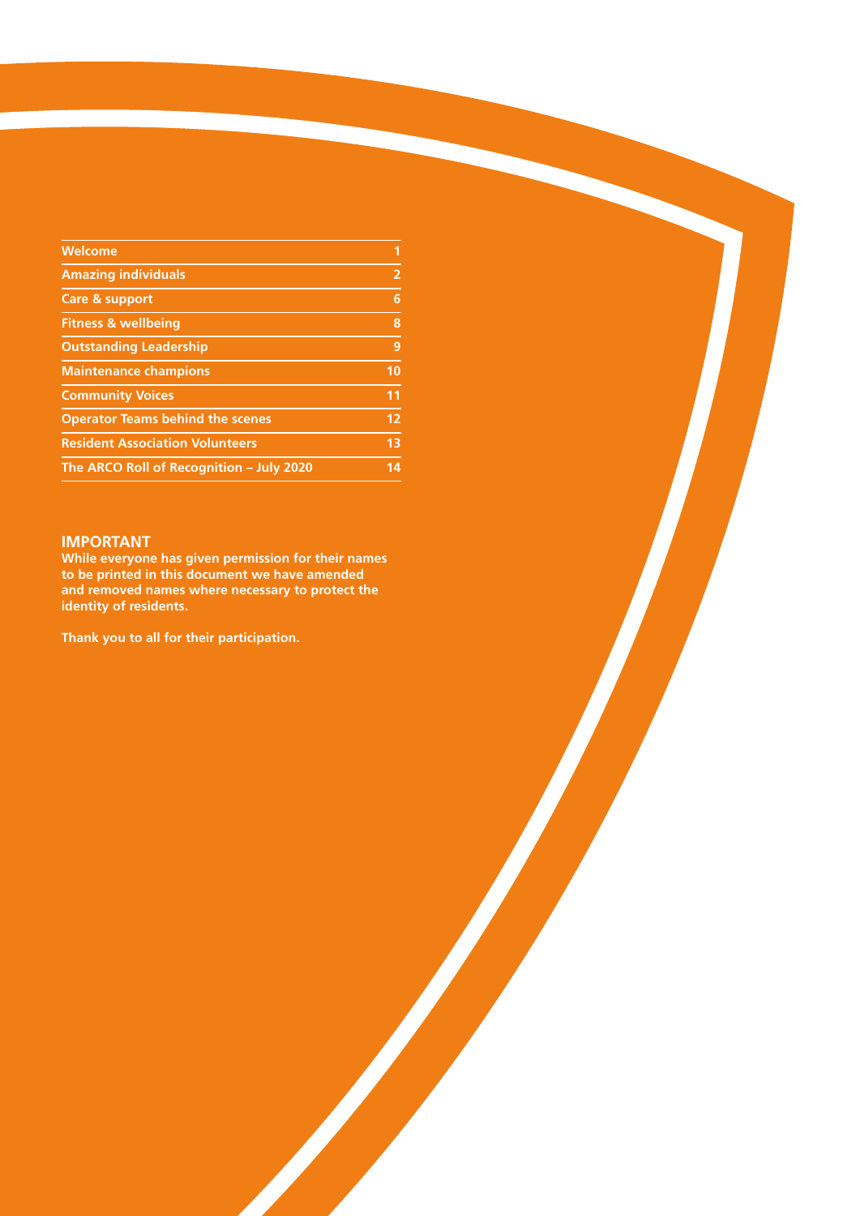| | |
|---|---|
| Welcome | 1 |
| Amazing individuals | 2 |
| Care & support | 6 |
| Fitness & wellbeing | 8 |
| Outstanding Leadership | 9 |
| Maintenance champions | 10 |
| Community Voices | 11 |
| Operator Teams behind the scenes | 12 |
| Resident Association Volunteers | 13 |
| The ARCO Roll of Recognition – July 2020 | 14 |

## IMPORTANT

**While everyone has given permission for their names to be printed in this document we have amended and removed names where necessary to protect the identity of residents.**

**Thank you to all for their participation.**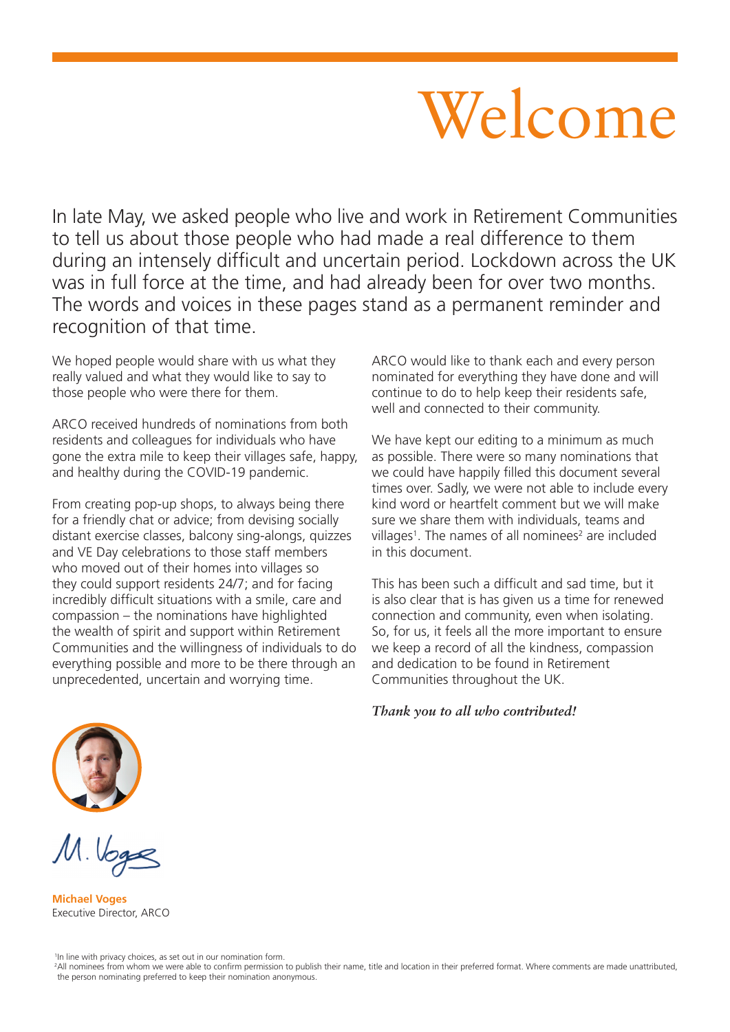# Welcome

In late May, we asked people who live and work in Retirement Communities to tell us about those people who had made a real difference to them during an intensely difficult and uncertain period. Lockdown across the UK was in full force at the time, and had already been for over two months. The words and voices in these pages stand as a permanent reminder and recognition of that time.

We hoped people would share with us what they really valued and what they would like to say to those people who were there for them.

ARCO received hundreds of nominations from both residents and colleagues for individuals who have gone the extra mile to keep their villages safe, happy, and healthy during the COVID-19 pandemic.

From creating pop-up shops, to always being there for a friendly chat or advice; from devising socially distant exercise classes, balcony sing-alongs, quizzes and VE Day celebrations to those staff members who moved out of their homes into villages so they could support residents 24/7; and for facing incredibly difficult situations with a smile, care and compassion – the nominations have highlighted the wealth of spirit and support within Retirement Communities and the willingness of individuals to do everything possible and more to be there through an unprecedented, uncertain and worrying time.

ARCO would like to thank each and every person nominated for everything they have done and will continue to do to help keep their residents safe, well and connected to their community.

We have kept our editing to a minimum as much as possible. There were so many nominations that we could have happily filled this document several times over. Sadly, we were not able to include every kind word or heartfelt comment but we will make sure we share them with individuals, teams and villages[1]. The names of all nominees[2] are included in this document.

This has been such a difficult and sad time, but it is also clear that is has given us a time for renewed connection and community, even when isolating. So, for us, it feels all the more important to ensure we keep a record of all the kindness, compassion and dedication to be found in Retirement Communities throughout the UK.

***Thank you to all who contributed!***

M. Voges

**Michael Voges**
Executive Director, ARCO

[1]In line with privacy choices, as set out in our nomination form.
[2]All nominees from whom we were able to confirm permission to publish their name, title and location in their preferred format. Where comments are made unattributed, the person nominating preferred to keep their nomination anonymous.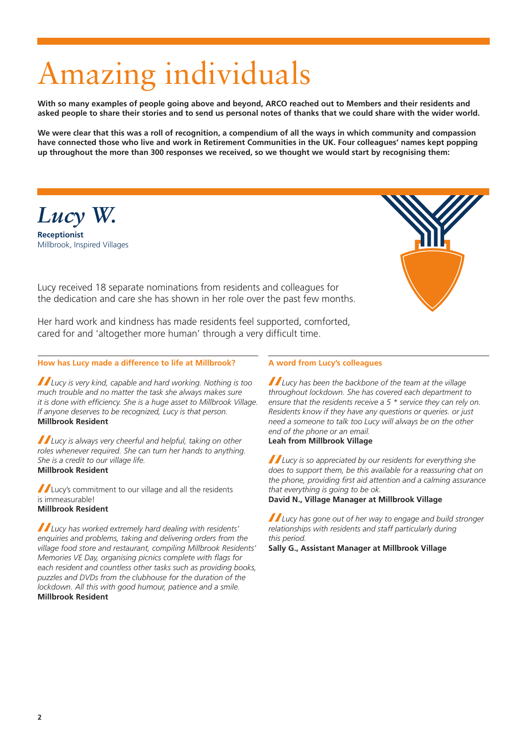# Amazing individuals

**With so many examples of people going above and beyond, ARCO reached out to Members and their residents and asked people to share their stories and to send us personal notes of thanks that we could share with the wider world.**

**We were clear that this was a roll of recognition, a compendium of all the ways in which community and compassion have connected those who live and work in Retirement Communities in the UK. Four colleagues' names kept popping up throughout the more than 300 responses we received, so we thought we would start by recognising them:**

## *Lucy W.*

**Receptionist**
Millbrook, Inspired Villages

Lucy received 18 separate nominations from residents and colleagues for the dedication and care she has shown in her role over the past few months.

Her hard work and kindness has made residents feel supported, comforted, cared for and 'altogether more human' through a very difficult time.

### How has Lucy made a difference to life at Millbrook?

*Lucy is very kind, capable and hard working. Nothing is too much trouble and no matter the task she always makes sure it is done with efficiency. She is a huge asset to Millbrook Village. If anyone deserves to be recognized, Lucy is that person.*
**Millbrook Resident**

*Lucy is always very cheerful and helpful, taking on other roles whenever required. She can turn her hands to anything. She is a credit to our village life.*
**Millbrook Resident**

Lucy's commitment to our village and all the residents is immeasurable!
**Millbrook Resident**

*Lucy has worked extremely hard dealing with residents' enquiries and problems, taking and delivering orders from the village food store and restaurant, compiling Millbrook Residents' Memories VE Day, organising picnics complete with flags for each resident and countless other tasks such as providing books, puzzles and DVDs from the clubhouse for the duration of the lockdown. All this with good humour, patience and a smile.*
**Millbrook Resident**

### A word from Lucy's colleagues

*Lucy has been the backbone of the team at the village throughout lockdown. She has covered each department to ensure that the residents receive a 5 * service they can rely on. Residents know if they have any questions or queries. or just need a someone to talk too Lucy will always be on the other end of the phone or an email.*
**Leah from Millbrook Village**

*Lucy is so appreciated by our residents for everything she does to support them, be this available for a reassuring chat on the phone, providing first aid attention and a calming assurance that everything is going to be ok.*
**David N., Village Manager at Millbrook Village**

*Lucy has gone out of her way to engage and build stronger relationships with residents and staff particularly during this period.*
**Sally G., Assistant Manager at Millbrook Village**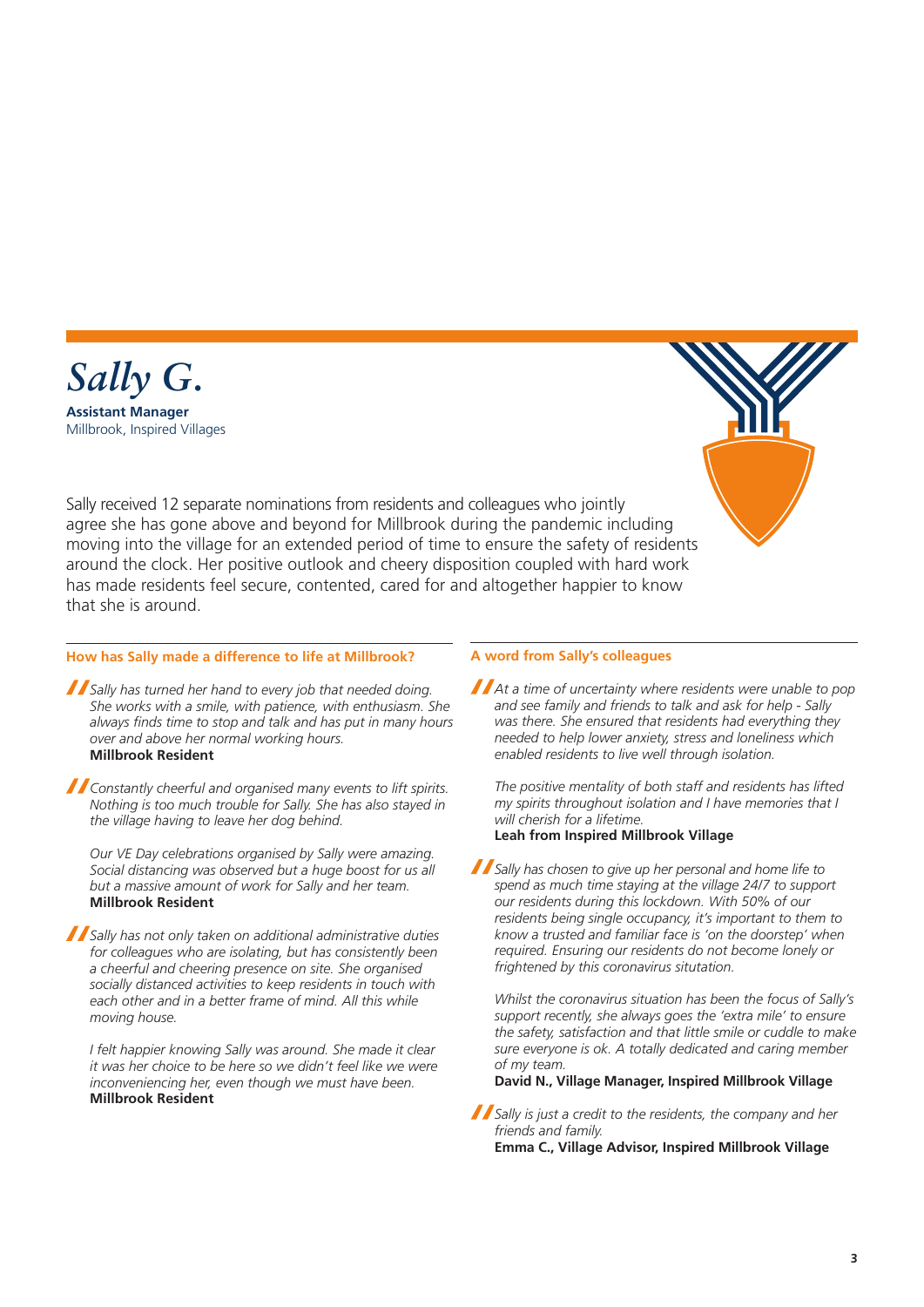# *Sally G.*

**Assistant Manager**
Millbrook, Inspired Villages

Sally received 12 separate nominations from residents and colleagues who jointly agree she has gone above and beyond for Millbrook during the pandemic including moving into the village for an extended period of time to ensure the safety of residents around the clock. Her positive outlook and cheery disposition coupled with hard work has made residents feel secure, contented, cared for and altogether happier to know that she is around.

## How has Sally made a difference to life at Millbrook?

*Sally has turned her hand to every job that needed doing. She works with a smile, with patience, with enthusiasm. She always finds time to stop and talk and has put in many hours over and above her normal working hours.*
**Millbrook Resident**

*Constantly cheerful and organised many events to lift spirits. Nothing is too much trouble for Sally. She has also stayed in the village having to leave her dog behind.*

*Our VE Day celebrations organised by Sally were amazing. Social distancing was observed but a huge boost for us all but a massive amount of work for Sally and her team.*
**Millbrook Resident**

*Sally has not only taken on additional administrative duties for colleagues who are isolating, but has consistently been a cheerful and cheering presence on site. She organised socially distanced activities to keep residents in touch with each other and in a better frame of mind. All this while moving house.*

*I felt happier knowing Sally was around. She made it clear it was her choice to be here so we didn't feel like we were inconveniencing her, even though we must have been.*
**Millbrook Resident**

## A word from Sally's colleagues

*At a time of uncertainty where residents were unable to pop and see family and friends to talk and ask for help - Sally was there. She ensured that residents had everything they needed to help lower anxiety, stress and loneliness which enabled residents to live well through isolation.*

*The positive mentality of both staff and residents has lifted my spirits throughout isolation and I have memories that I will cherish for a lifetime.*
**Leah from Inspired Millbrook Village**

*Sally has chosen to give up her personal and home life to spend as much time staying at the village 24/7 to support our residents during this lockdown. With 50% of our residents being single occupancy, it's important to them to know a trusted and familiar face is 'on the doorstep' when required. Ensuring our residents do not become lonely or frightened by this coronavirus situtation.*

*Whilst the coronavirus situation has been the focus of Sally's support recently, she always goes the 'extra mile' to ensure the safety, satisfaction and that little smile or cuddle to make sure everyone is ok. A totally dedicated and caring member of my team.*
**David N., Village Manager, Inspired Millbrook Village**

*Sally is just a credit to the residents, the company and her friends and family.*
**Emma C., Village Advisor, Inspired Millbrook Village**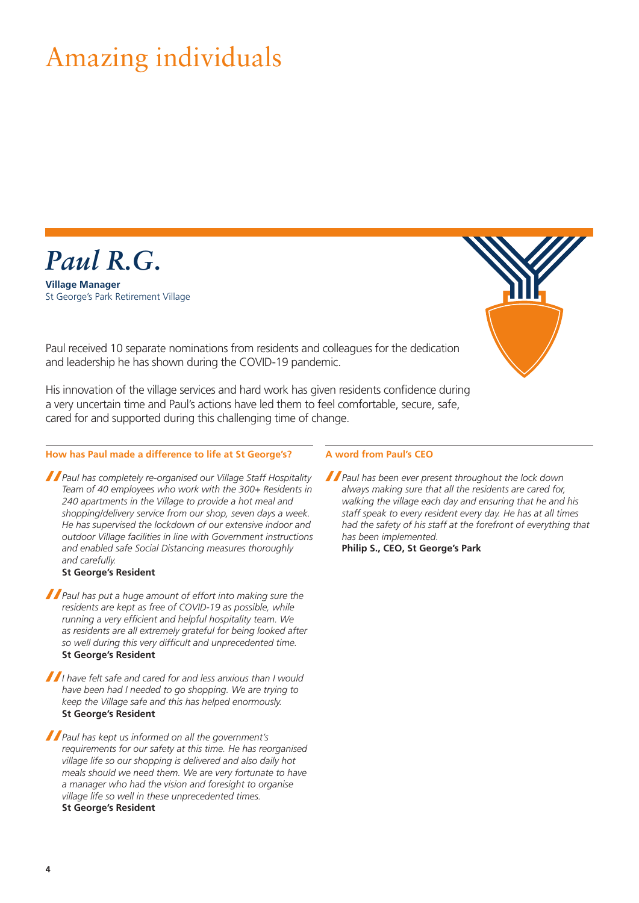# Amazing individuals

## *Paul R.G.*

**Village Manager**
St George's Park Retirement Village

Paul received 10 separate nominations from residents and colleagues for the dedication and leadership he has shown during the COVID-19 pandemic.

His innovation of the village services and hard work has given residents confidence during a very uncertain time and Paul's actions have led them to feel comfortable, secure, safe, cared for and supported during this challenging time of change.

### How has Paul made a difference to life at St George's?

*Paul has completely re-organised our Village Staff Hospitality Team of 40 employees who work with the 300+ Residents in 240 apartments in the Village to provide a hot meal and shopping/delivery service from our shop, seven days a week. He has supervised the lockdown of our extensive indoor and outdoor Village facilities in line with Government instructions and enabled safe Social Distancing measures thoroughly and carefully.*
**St George's Resident**

*Paul has put a huge amount of effort into making sure the residents are kept as free of COVID-19 as possible, while running a very efficient and helpful hospitality team. We as residents are all extremely grateful for being looked after so well during this very difficult and unprecedented time.*
**St George's Resident**

*I have felt safe and cared for and less anxious than I would have been had I needed to go shopping. We are trying to keep the Village safe and this has helped enormously.*
**St George's Resident**

*Paul has kept us informed on all the government's requirements for our safety at this time. He has reorganised village life so our shopping is delivered and also daily hot meals should we need them. We are very fortunate to have a manager who had the vision and foresight to organise village life so well in these unprecedented times.*
**St George's Resident**

### A word from Paul's CEO

*Paul has been ever present throughout the lock down always making sure that all the residents are cared for, walking the village each day and ensuring that he and his staff speak to every resident every day. He has at all times had the safety of his staff at the forefront of everything that has been implemented.*
**Philip S., CEO, St George's Park**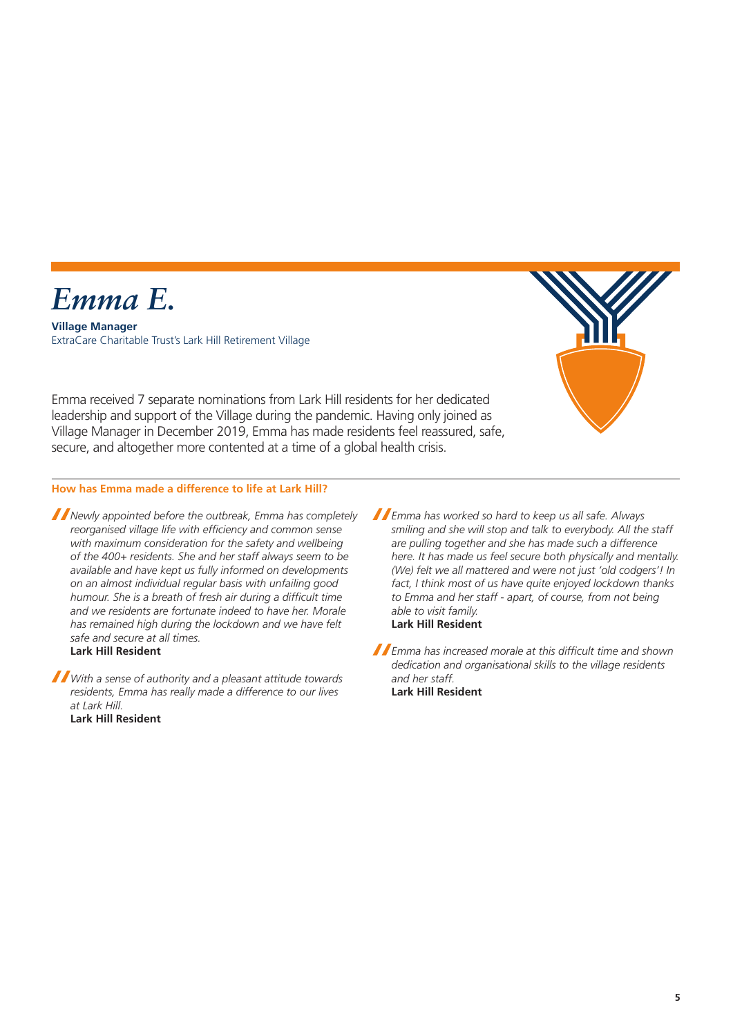# *Emma E.*

**Village Manager**
ExtraCare Charitable Trust's Lark Hill Retirement Village

Emma received 7 separate nominations from Lark Hill residents for her dedicated leadership and support of the Village during the pandemic. Having only joined as Village Manager in December 2019, Emma has made residents feel reassured, safe, secure, and altogether more contented at a time of a global health crisis.

### How has Emma made a difference to life at Lark Hill?

*Newly appointed before the outbreak, Emma has completely reorganised village life with efficiency and common sense with maximum consideration for the safety and wellbeing of the 400+ residents. She and her staff always seem to be available and have kept us fully informed on developments on an almost individual regular basis with unfailing good humour. She is a breath of fresh air during a difficult time and we residents are fortunate indeed to have her. Morale has remained high during the lockdown and we have felt safe and secure at all times.*
**Lark Hill Resident**

*With a sense of authority and a pleasant attitude towards residents, Emma has really made a difference to our lives at Lark Hill.*
**Lark Hill Resident**

*Emma has worked so hard to keep us all safe. Always smiling and she will stop and talk to everybody. All the staff are pulling together and she has made such a difference here. It has made us feel secure both physically and mentally. (We) felt we all mattered and were not just 'old codgers'! In fact, I think most of us have quite enjoyed lockdown thanks to Emma and her staff - apart, of course, from not being able to visit family.*
**Lark Hill Resident**

*Emma has increased morale at this difficult time and shown dedication and organisational skills to the village residents and her staff.*
**Lark Hill Resident**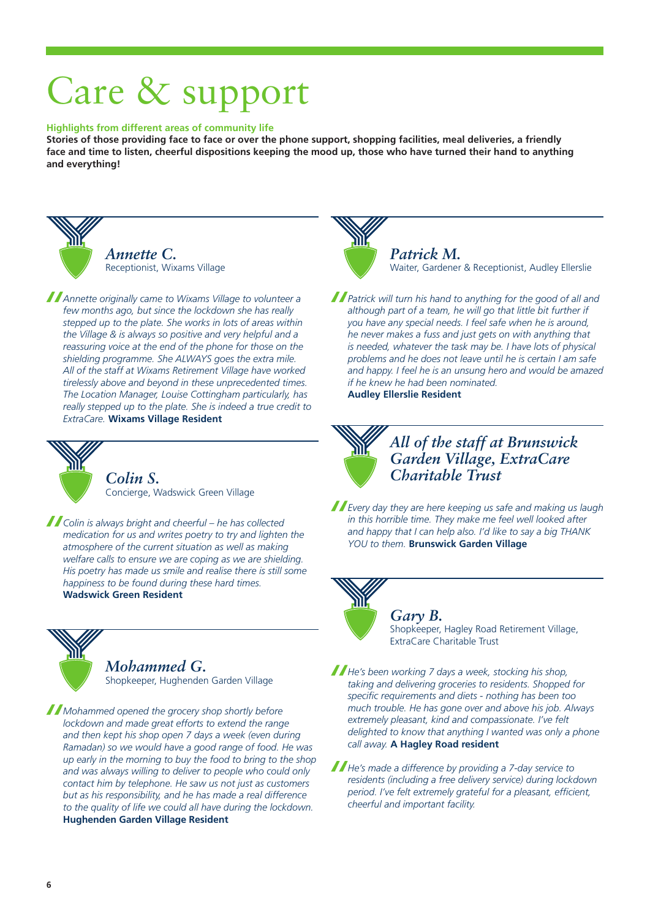# Care & support

**Highlights from different areas of community life**

**Stories of those providing face to face or over the phone support, shopping facilities, meal deliveries, a friendly face and time to listen, cheerful dispositions keeping the mood up, those who have turned their hand to anything and everything!**

### *Annette C.*

Receptionist, Wixams Village

*Annette originally came to Wixams Village to volunteer a few months ago, but since the lockdown she has really stepped up to the plate. She works in lots of areas within the Village & is always so positive and very helpful and a reassuring voice at the end of the phone for those on the shielding programme. She ALWAYS goes the extra mile. All of the staff at Wixams Retirement Village have worked tirelessly above and beyond in these unprecedented times. The Location Manager, Louise Cottingham particularly, has really stepped up to the plate. She is indeed a true credit to ExtraCare.* **Wixams Village Resident**

### *Colin S.*

Concierge, Wadswick Green Village

*Colin is always bright and cheerful – he has collected medication for us and writes poetry to try and lighten the atmosphere of the current situation as well as making welfare calls to ensure we are coping as we are shielding. His poetry has made us smile and realise there is still some happiness to be found during these hard times.*
**Wadswick Green Resident**

### *Mohammed G.*

Shopkeeper, Hughenden Garden Village

*Mohammed opened the grocery shop shortly before lockdown and made great efforts to extend the range and then kept his shop open 7 days a week (even during Ramadan) so we would have a good range of food. He was up early in the morning to buy the food to bring to the shop and was always willing to deliver to people who could only contact him by telephone. He saw us not just as customers but as his responsibility, and he has made a real difference to the quality of life we could all have during the lockdown.*
**Hughenden Garden Village Resident**

### *Patrick M.*

Waiter, Gardener & Receptionist, Audley Ellerslie

*Patrick will turn his hand to anything for the good of all and although part of a team, he will go that little bit further if you have any special needs. I feel safe when he is around, he never makes a fuss and just gets on with anything that is needed, whatever the task may be. I have lots of physical problems and he does not leave until he is certain I am safe and happy. I feel he is an unsung hero and would be amazed if he knew he had been nominated.*
**Audley Ellerslie Resident**

### *All of the staff at Brunswick Garden Village, ExtraCare Charitable Trust*

*Every day they are here keeping us safe and making us laugh in this horrible time. They make me feel well looked after and happy that I can help also. I'd like to say a big THANK YOU to them.* **Brunswick Garden Village**

### *Gary B.*

Shopkeeper, Hagley Road Retirement Village, ExtraCare Charitable Trust

*He's been working 7 days a week, stocking his shop, taking and delivering groceries to residents. Shopped for specific requirements and diets - nothing has been too much trouble. He has gone over and above his job. Always extremely pleasant, kind and compassionate. I've felt delighted to know that anything I wanted was only a phone call away.* **A Hagley Road resident**

*He's made a difference by providing a 7-day service to residents (including a free delivery service) during lockdown period. I've felt extremely grateful for a pleasant, efficient, cheerful and important facility.*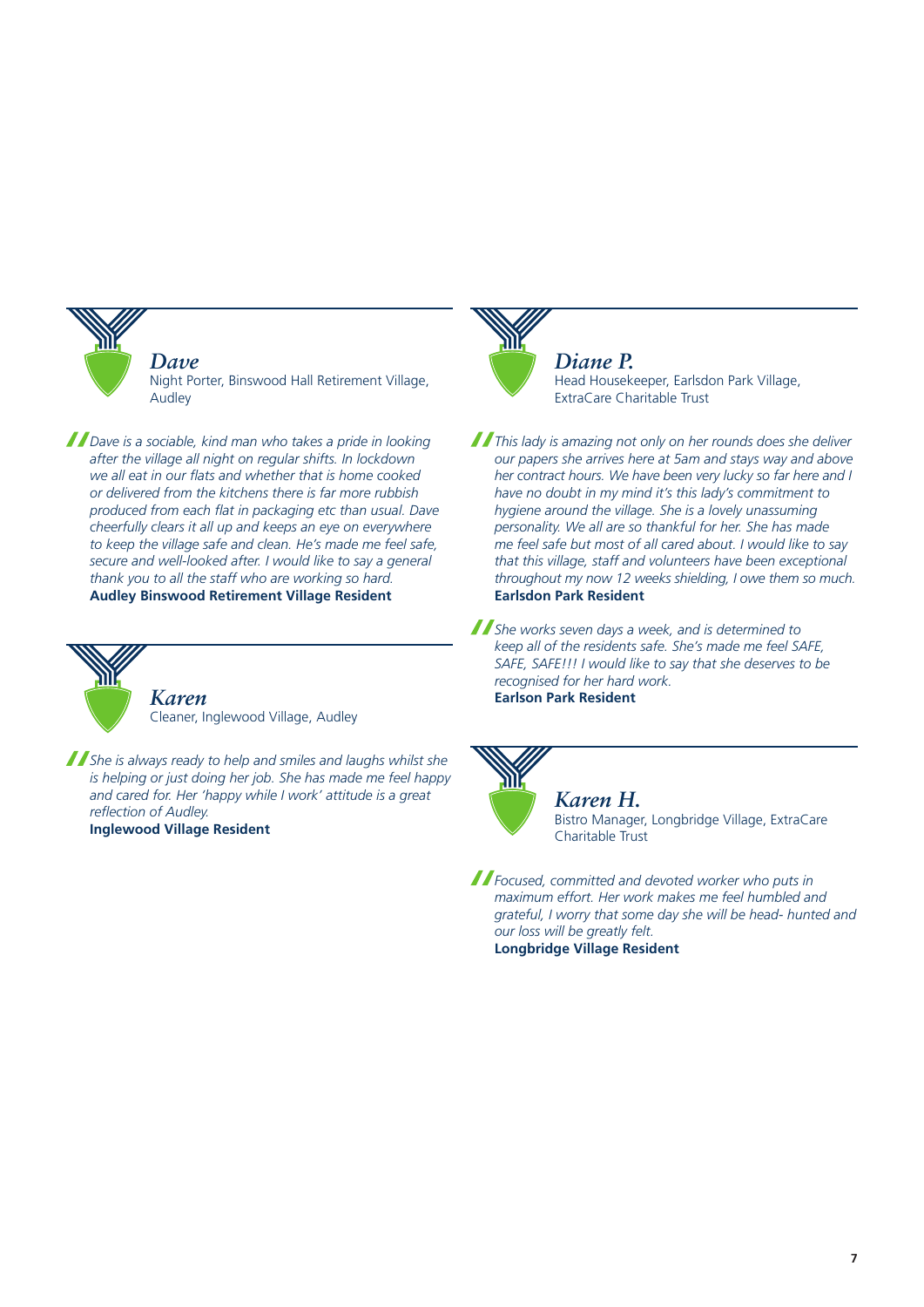## *Dave*

Night Porter, Binswood Hall Retirement Village, Audley

*Dave is a sociable, kind man who takes a pride in looking after the village all night on regular shifts. In lockdown we all eat in our flats and whether that is home cooked or delivered from the kitchens there is far more rubbish produced from each flat in packaging etc than usual. Dave cheerfully clears it all up and keeps an eye on everywhere to keep the village safe and clean. He's made me feel safe, secure and well-looked after. I would like to say a general thank you to all the staff who are working so hard.*
**Audley Binswood Retirement Village Resident**

## *Karen*

Cleaner, Inglewood Village, Audley

*She is always ready to help and smiles and laughs whilst she is helping or just doing her job. She has made me feel happy and cared for. Her 'happy while I work' attitude is a great reflection of Audley.*
**Inglewood Village Resident**

## *Diane P.*

Head Housekeeper, Earlsdon Park Village, ExtraCare Charitable Trust

*This lady is amazing not only on her rounds does she deliver our papers she arrives here at 5am and stays way and above her contract hours. We have been very lucky so far here and I have no doubt in my mind it's this lady's commitment to hygiene around the village. She is a lovely unassuming personality. We all are so thankful for her. She has made me feel safe but most of all cared about. I would like to say that this village, staff and volunteers have been exceptional throughout my now 12 weeks shielding, I owe them so much.*
**Earlsdon Park Resident**

*She works seven days a week, and is determined to keep all of the residents safe. She's made me feel SAFE, SAFE, SAFE!!! I would like to say that she deserves to be recognised for her hard work.*
**Earlson Park Resident**

## *Karen H.*

Bistro Manager, Longbridge Village, ExtraCare Charitable Trust

*Focused, committed and devoted worker who puts in maximum effort. Her work makes me feel humbled and grateful, I worry that some day she will be head- hunted and our loss will be greatly felt.*
**Longbridge Village Resident**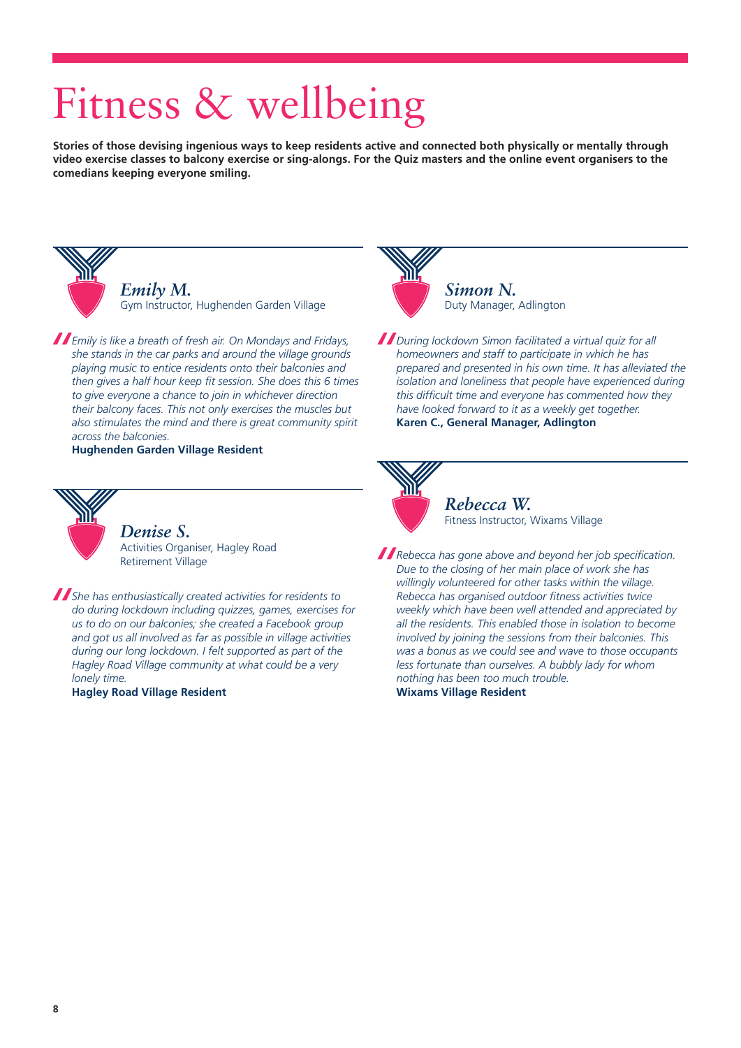# Fitness & wellbeing

**Stories of those devising ingenious ways to keep residents active and connected both physically or mentally through video exercise classes to balcony exercise or sing-alongs. For the Quiz masters and the online event organisers to the comedians keeping everyone smiling.**

### *Emily M.*

Gym Instructor, Hughenden Garden Village

*Emily is like a breath of fresh air. On Mondays and Fridays, she stands in the car parks and around the village grounds playing music to entice residents onto their balconies and then gives a half hour keep fit session. She does this 6 times to give everyone a chance to join in whichever direction their balcony faces. This not only exercises the muscles but also stimulates the mind and there is great community spirit across the balconies.*

**Hughenden Garden Village Resident**

### *Denise S.*

Activities Organiser, Hagley Road Retirement Village

*She has enthusiastically created activities for residents to do during lockdown including quizzes, games, exercises for us to do on our balconies; she created a Facebook group and got us all involved as far as possible in village activities during our long lockdown. I felt supported as part of the Hagley Road Village community at what could be a very lonely time.*

**Hagley Road Village Resident**

### *Simon N.*

Duty Manager, Adlington

*During lockdown Simon facilitated a virtual quiz for all homeowners and staff to participate in which he has prepared and presented in his own time. It has alleviated the isolation and loneliness that people have experienced during this difficult time and everyone has commented how they have looked forward to it as a weekly get together.*

**Karen C., General Manager, Adlington**

### *Rebecca W.*

Fitness Instructor, Wixams Village

*Rebecca has gone above and beyond her job specification. Due to the closing of her main place of work she has willingly volunteered for other tasks within the village. Rebecca has organised outdoor fitness activities twice weekly which have been well attended and appreciated by all the residents. This enabled those in isolation to become involved by joining the sessions from their balconies. This was a bonus as we could see and wave to those occupants less fortunate than ourselves. A bubbly lady for whom nothing has been too much trouble.*

**Wixams Village Resident**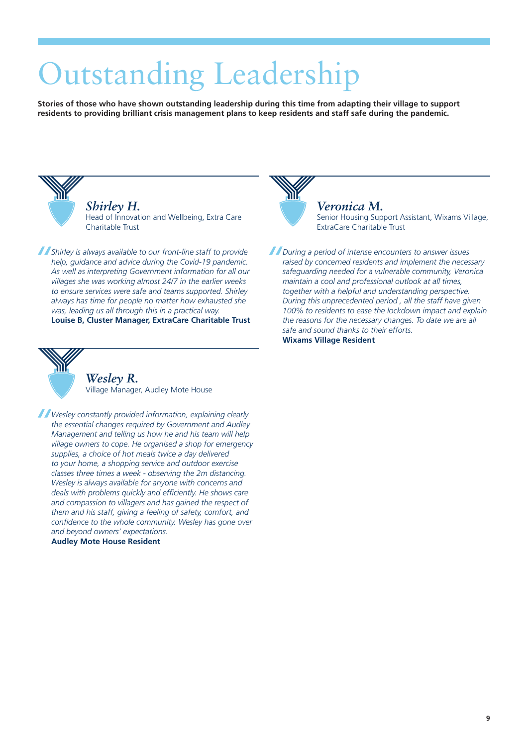# Outstanding Leadership

**Stories of those who have shown outstanding leadership during this time from adapting their village to support residents to providing brilliant crisis management plans to keep residents and staff safe during the pandemic.**

### *Shirley H.*

Head of Innovation and Wellbeing, Extra Care Charitable Trust

*Shirley is always available to our front-line staff to provide help, guidance and advice during the Covid-19 pandemic. As well as interpreting Government information for all our villages she was working almost 24/7 in the earlier weeks to ensure services were safe and teams supported. Shirley always has time for people no matter how exhausted she was, leading us all through this in a practical way.*
**Louise B, Cluster Manager, ExtraCare Charitable Trust**

### *Wesley R.*

Village Manager, Audley Mote House

*Wesley constantly provided information, explaining clearly the essential changes required by Government and Audley Management and telling us how he and his team will help village owners to cope. He organised a shop for emergency supplies, a choice of hot meals twice a day delivered to your home, a shopping service and outdoor exercise classes three times a week - observing the 2m distancing. Wesley is always available for anyone with concerns and deals with problems quickly and efficiently. He shows care and compassion to villagers and has gained the respect of them and his staff, giving a feeling of safety, comfort, and confidence to the whole community. Wesley has gone over and beyond owners' expectations.*
**Audley Mote House Resident**

### *Veronica M.*

Senior Housing Support Assistant, Wixams Village, ExtraCare Charitable Trust

*During a period of intense encounters to answer issues raised by concerned residents and implement the necessary safeguarding needed for a vulnerable community, Veronica maintain a cool and professional outlook at all times, together with a helpful and understanding perspective. During this unprecedented period , all the staff have given 100% to residents to ease the lockdown impact and explain the reasons for the necessary changes. To date we are all safe and sound thanks to their efforts.*
**Wixams Village Resident**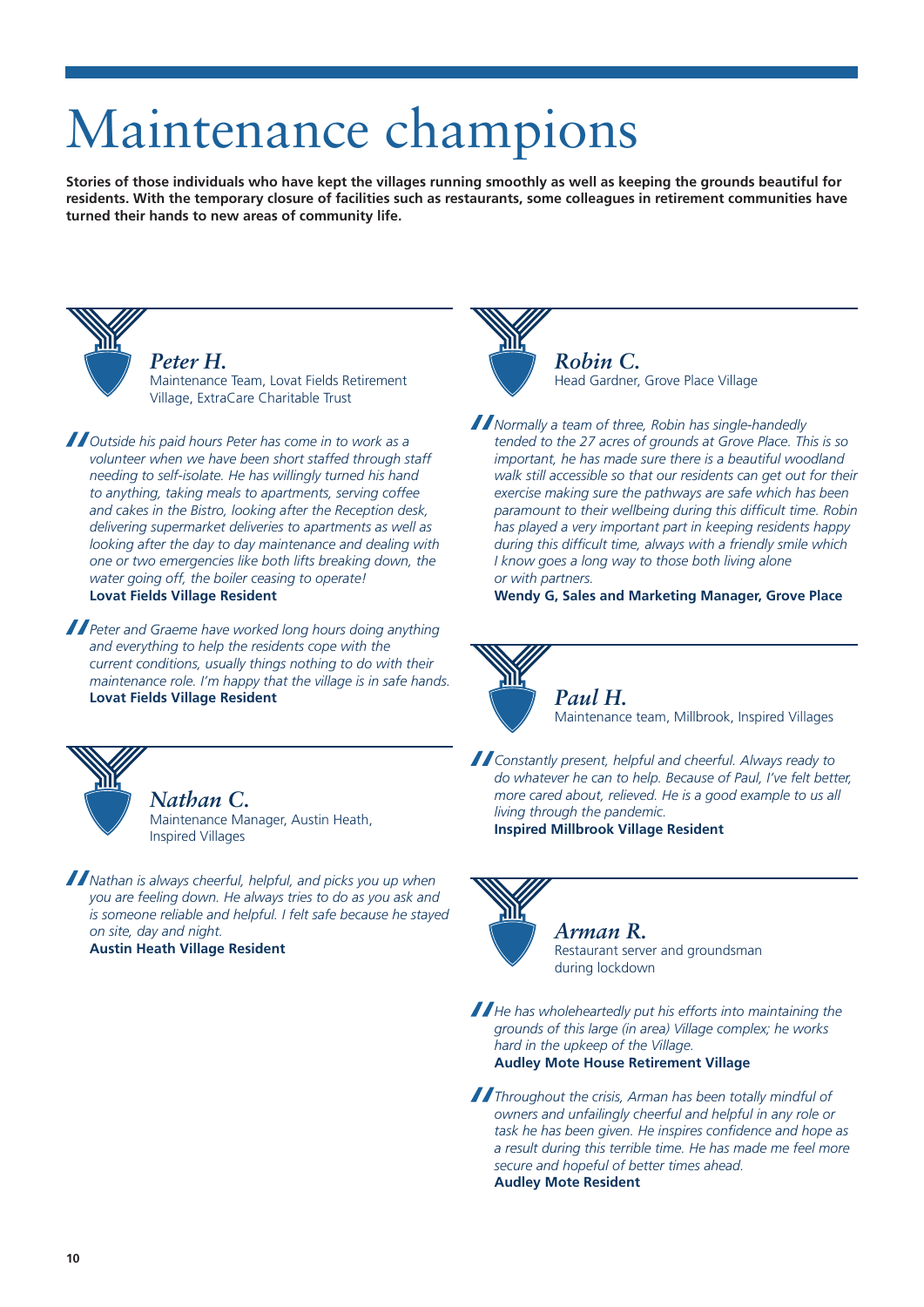# Maintenance champions

**Stories of those individuals who have kept the villages running smoothly as well as keeping the grounds beautiful for residents. With the temporary closure of facilities such as restaurants, some colleagues in retirement communities have turned their hands to new areas of community life.**

### *Peter H.*

Maintenance Team, Lovat Fields Retirement Village, ExtraCare Charitable Trust

*Outside his paid hours Peter has come in to work as a volunteer when we have been short staffed through staff needing to self-isolate. He has willingly turned his hand to anything, taking meals to apartments, serving coffee and cakes in the Bistro, looking after the Reception desk, delivering supermarket deliveries to apartments as well as looking after the day to day maintenance and dealing with one or two emergencies like both lifts breaking down, the water going off, the boiler ceasing to operate!*
**Lovat Fields Village Resident**

*Peter and Graeme have worked long hours doing anything and everything to help the residents cope with the current conditions, usually things nothing to do with their maintenance role. I'm happy that the village is in safe hands.*
**Lovat Fields Village Resident**

### *Nathan C.*

Maintenance Manager, Austin Heath, Inspired Villages

*Nathan is always cheerful, helpful, and picks you up when you are feeling down. He always tries to do as you ask and is someone reliable and helpful. I felt safe because he stayed on site, day and night.*
**Austin Heath Village Resident**

### *Robin C.*

Head Gardner, Grove Place Village

*Normally a team of three, Robin has single-handedly tended to the 27 acres of grounds at Grove Place. This is so important, he has made sure there is a beautiful woodland walk still accessible so that our residents can get out for their exercise making sure the pathways are safe which has been paramount to their wellbeing during this difficult time. Robin has played a very important part in keeping residents happy during this difficult time, always with a friendly smile which I know goes a long way to those both living alone or with partners.*
**Wendy G, Sales and Marketing Manager, Grove Place**

### *Paul H.*

Maintenance team, Millbrook, Inspired Villages

*Constantly present, helpful and cheerful. Always ready to do whatever he can to help. Because of Paul, I've felt better, more cared about, relieved. He is a good example to us all living through the pandemic.*
**Inspired Millbrook Village Resident**

### *Arman R.*

Restaurant server and groundsman during lockdown

*He has wholeheartedly put his efforts into maintaining the grounds of this large (in area) Village complex; he works hard in the upkeep of the Village.*
**Audley Mote House Retirement Village**

*Throughout the crisis, Arman has been totally mindful of owners and unfailingly cheerful and helpful in any role or task he has been given. He inspires confidence and hope as a result during this terrible time. He has made me feel more secure and hopeful of better times ahead.*
**Audley Mote Resident**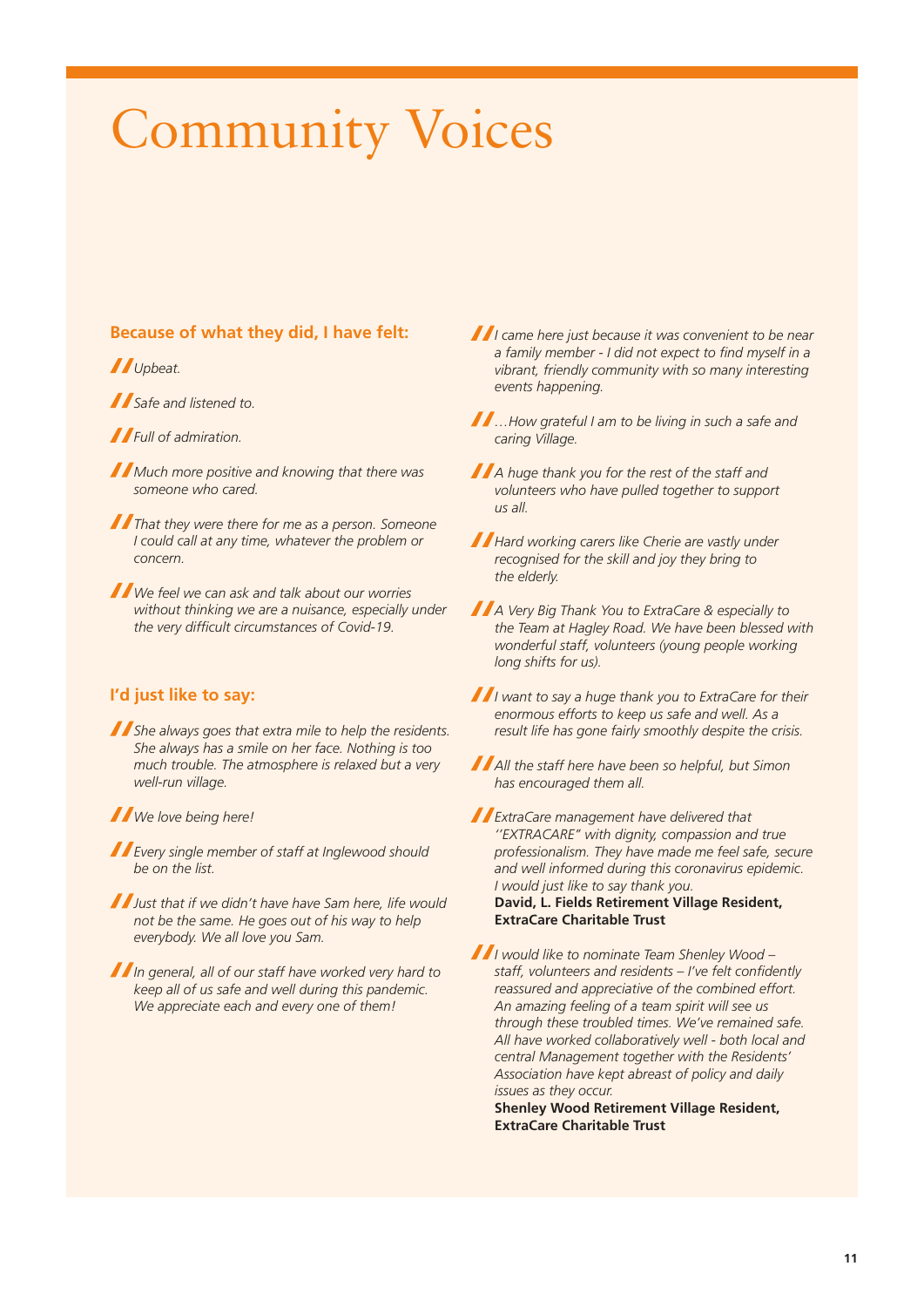# Community Voices

## Because of what they did, I have felt:

*Upbeat.*

*Safe and listened to.*

*Full of admiration.*

*Much more positive and knowing that there was someone who cared.*

*That they were there for me as a person. Someone I could call at any time, whatever the problem or concern.*

*We feel we can ask and talk about our worries without thinking we are a nuisance, especially under the very difficult circumstances of Covid-19.*

## I'd just like to say:

*She always goes that extra mile to help the residents. She always has a smile on her face. Nothing is too much trouble. The atmosphere is relaxed but a very well-run village.*

*We love being here!*

*Every single member of staff at Inglewood should be on the list.*

*Just that if we didn't have have Sam here, life would not be the same. He goes out of his way to help everybody. We all love you Sam.*

*In general, all of our staff have worked very hard to keep all of us safe and well during this pandemic. We appreciate each and every one of them!*

*I came here just because it was convenient to be near a family member - I did not expect to find myself in a vibrant, friendly community with so many interesting events happening.*

*…How grateful I am to be living in such a safe and caring Village.*

*A huge thank you for the rest of the staff and volunteers who have pulled together to support us all.*

*Hard working carers like Cherie are vastly under recognised for the skill and joy they bring to the elderly.*

*A Very Big Thank You to ExtraCare & especially to the Team at Hagley Road. We have been blessed with wonderful staff, volunteers (young people working long shifts for us).*

*I want to say a huge thank you to ExtraCare for their enormous efforts to keep us safe and well. As a result life has gone fairly smoothly despite the crisis.*

*All the staff here have been so helpful, but Simon has encouraged them all.*

*ExtraCare management have delivered that ''EXTRACARE" with dignity, compassion and true professionalism. They have made me feel safe, secure and well informed during this coronavirus epidemic. I would just like to say thank you.*
**David, L. Fields Retirement Village Resident, ExtraCare Charitable Trust**

*I would like to nominate Team Shenley Wood – staff, volunteers and residents – I've felt confidently reassured and appreciative of the combined effort. An amazing feeling of a team spirit will see us through these troubled times. We've remained safe. All have worked collaboratively well - both local and central Management together with the Residents' Association have kept abreast of policy and daily issues as they occur.*
**Shenley Wood Retirement Village Resident, ExtraCare Charitable Trust**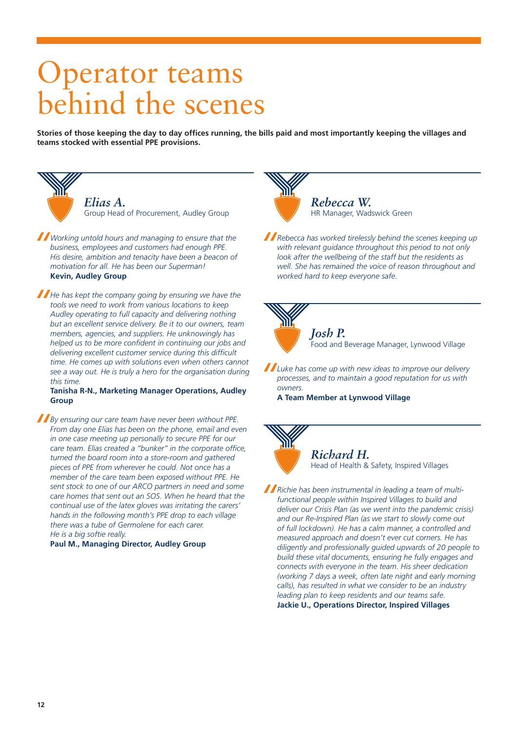# Operator teams behind the scenes

**Stories of those keeping the day to day offices running, the bills paid and most importantly keeping the villages and teams stocked with essential PPE provisions.**

## *Elias A.*

Group Head of Procurement, Audley Group

*Working untold hours and managing to ensure that the business, employees and customers had enough PPE. His desire, ambition and tenacity have been a beacon of motivation for all. He has been our Superman!*
**Kevin, Audley Group**

*He has kept the company going by ensuring we have the tools we need to work from various locations to keep Audley operating to full capacity and delivering nothing but an excellent service delivery. Be it to our owners, team members, agencies, and suppliers. He unknowingly has helped us to be more confident in continuing our jobs and delivering excellent customer service during this difficult time. He comes up with solutions even when others cannot see a way out. He is truly a hero for the organisation during this time.*
**Tanisha R-N., Marketing Manager Operations, Audley Group**

*By ensuring our care team have never been without PPE. From day one Elias has been on the phone, email and even in one case meeting up personally to secure PPE for our care team. Elias created a "bunker" in the corporate office, turned the board room into a store-room and gathered pieces of PPE from wherever he could. Not once has a member of the care team been exposed without PPE. He sent stock to one of our ARCO partners in need and some care homes that sent out an SOS. When he heard that the continual use of the latex gloves was irritating the carers' hands in the following month's PPE drop to each village there was a tube of Germolene for each carer. He is a big softie really.*
**Paul M., Managing Director, Audley Group**

## *Rebecca W.*

HR Manager, Wadswick Green

*Rebecca has worked tirelessly behind the scenes keeping up with relevant guidance throughout this period to not only look after the wellbeing of the staff but the residents as well. She has remained the voice of reason throughout and worked hard to keep everyone safe.*

## *Josh P.*

Food and Beverage Manager, Lynwood Village

*Luke has come up with new ideas to improve our delivery processes, and to maintain a good reputation for us with owners.*
**A Team Member at Lynwood Village**

## *Richard H.*

Head of Health & Safety, Inspired Villages

*Richie has been instrumental in leading a team of multi-functional people within Inspired Villages to build and deliver our Crisis Plan (as we went into the pandemic crisis) and our Re-Inspired Plan (as we start to slowly come out of full lockdown). He has a calm manner, a controlled and measured approach and doesn't ever cut corners. He has diligently and professionally guided upwards of 20 people to build these vital documents, ensuring he fully engages and connects with everyone in the team. His sheer dedication (working 7 days a week, often late night and early morning calls), has resulted in what we consider to be an industry leading plan to keep residents and our teams safe.*
**Jackie U., Operations Director, Inspired Villages**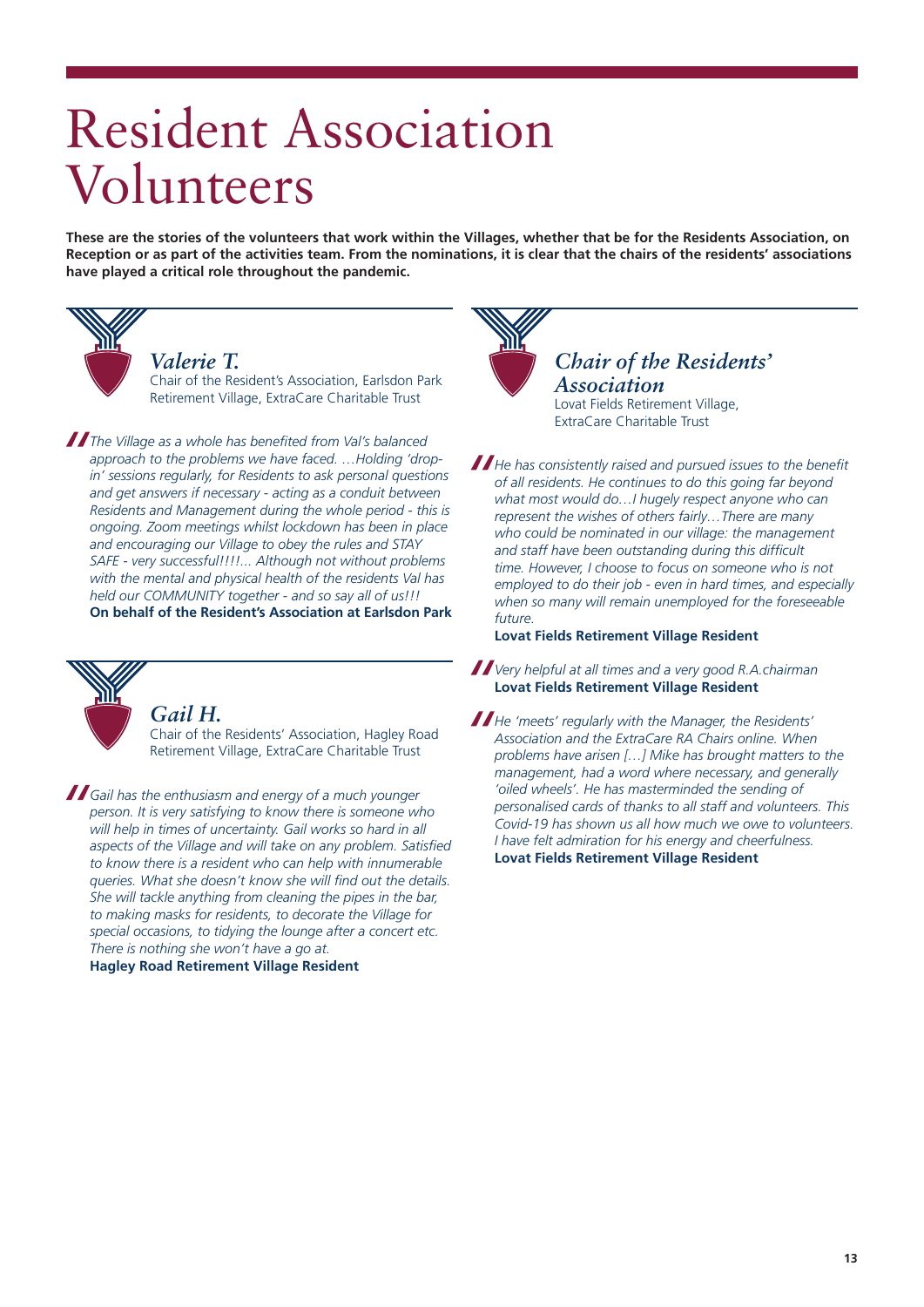# Resident Association Volunteers

**These are the stories of the volunteers that work within the Villages, whether that be for the Residents Association, on Reception or as part of the activities team. From the nominations, it is clear that the chairs of the residents' associations have played a critical role throughout the pandemic.**

## *Valerie T.*

Chair of the Resident's Association, Earlsdon Park Retirement Village, ExtraCare Charitable Trust

*The Village as a whole has benefited from Val's balanced approach to the problems we have faced. …Holding 'drop-in' sessions regularly, for Residents to ask personal questions and get answers if necessary - acting as a conduit between Residents and Management during the whole period - this is ongoing. Zoom meetings whilst lockdown has been in place and encouraging our Village to obey the rules and STAY SAFE - very successful!!!!... Although not without problems with the mental and physical health of the residents Val has held our COMMUNITY together - and so say all of us!!!*

**On behalf of the Resident's Association at Earlsdon Park**

## *Gail H.*

Chair of the Residents' Association, Hagley Road Retirement Village, ExtraCare Charitable Trust

*Gail has the enthusiasm and energy of a much younger person. It is very satisfying to know there is someone who will help in times of uncertainty. Gail works so hard in all aspects of the Village and will take on any problem. Satisfied to know there is a resident who can help with innumerable queries. What she doesn't know she will find out the details. She will tackle anything from cleaning the pipes in the bar, to making masks for residents, to decorate the Village for special occasions, to tidying the lounge after a concert etc. There is nothing she won't have a go at.*

**Hagley Road Retirement Village Resident**

## *Chair of the Residents' Association*

Lovat Fields Retirement Village, ExtraCare Charitable Trust

*He has consistently raised and pursued issues to the benefit of all residents. He continues to do this going far beyond what most would do…I hugely respect anyone who can represent the wishes of others fairly…There are many who could be nominated in our village: the management and staff have been outstanding during this difficult time. However, I choose to focus on someone who is not employed to do their job - even in hard times, and especially when so many will remain unemployed for the foreseeable future.*

**Lovat Fields Retirement Village Resident**

*Very helpful at all times and a very good R.A.chairman*

**Lovat Fields Retirement Village Resident**

*He 'meets' regularly with the Manager, the Residents' Association and the ExtraCare RA Chairs online. When problems have arisen […] Mike has brought matters to the management, had a word where necessary, and generally 'oiled wheels'. He has masterminded the sending of personalised cards of thanks to all staff and volunteers. This Covid-19 has shown us all how much we owe to volunteers. I have felt admiration for his energy and cheerfulness.*

**Lovat Fields Retirement Village Resident**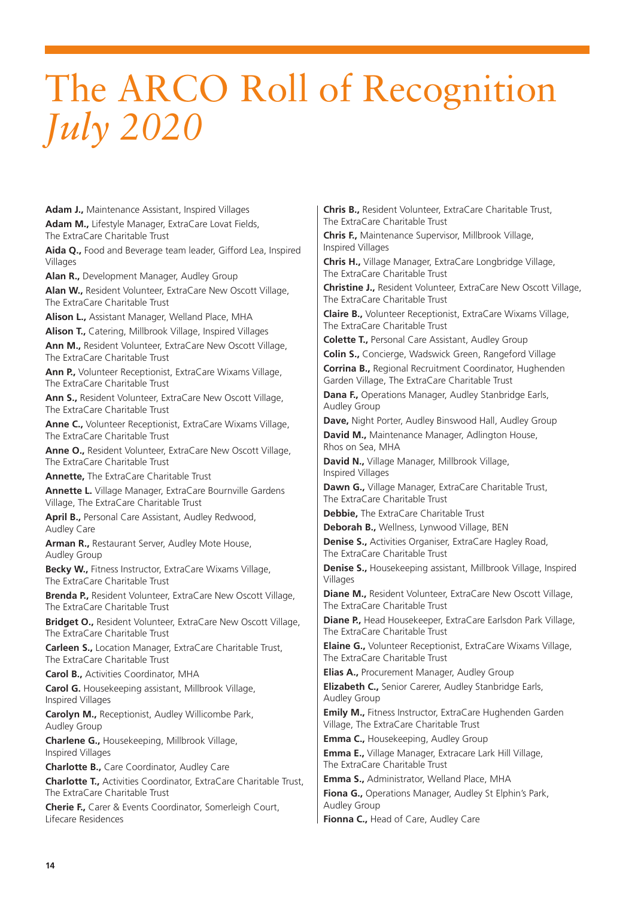# The ARCO Roll of Recognition *July 2020*

**Adam J.,** Maintenance Assistant, Inspired Villages

**Adam M.,** Lifestyle Manager, ExtraCare Lovat Fields, The ExtraCare Charitable Trust

**Aida Q.,** Food and Beverage team leader, Gifford Lea, Inspired Villages

**Alan R.,** Development Manager, Audley Group

**Alan W.,** Resident Volunteer, ExtraCare New Oscott Village, The ExtraCare Charitable Trust

**Alison L.,** Assistant Manager, Welland Place, MHA

**Alison T.,** Catering, Millbrook Village, Inspired Villages

**Ann M.,** Resident Volunteer, ExtraCare New Oscott Village, The ExtraCare Charitable Trust

**Ann P.,** Volunteer Receptionist, ExtraCare Wixams Village, The ExtraCare Charitable Trust

**Ann S.,** Resident Volunteer, ExtraCare New Oscott Village, The ExtraCare Charitable Trust

**Anne C.,** Volunteer Receptionist, ExtraCare Wixams Village, The ExtraCare Charitable Trust

**Anne O.,** Resident Volunteer, ExtraCare New Oscott Village, The ExtraCare Charitable Trust

**Annette,** The ExtraCare Charitable Trust

**Annette L.** Village Manager, ExtraCare Bournville Gardens Village, The ExtraCare Charitable Trust

**April B.,** Personal Care Assistant, Audley Redwood, Audley Care

**Arman R.,** Restaurant Server, Audley Mote House, Audley Group

**Becky W.,** Fitness Instructor, ExtraCare Wixams Village, The ExtraCare Charitable Trust

**Brenda P.,** Resident Volunteer, ExtraCare New Oscott Village, The ExtraCare Charitable Trust

**Bridget O.,** Resident Volunteer, ExtraCare New Oscott Village, The ExtraCare Charitable Trust

**Carleen S.,** Location Manager, ExtraCare Charitable Trust, The ExtraCare Charitable Trust

**Carol B.,** Activities Coordinator, MHA

**Carol G.** Housekeeping assistant, Millbrook Village, Inspired Villages

**Carolyn M.,** Receptionist, Audley Willicombe Park, Audley Group

**Charlene G.,** Housekeeping, Millbrook Village, Inspired Villages

**Charlotte B.,** Care Coordinator, Audley Care

**Charlotte T.,** Activities Coordinator, ExtraCare Charitable Trust, The ExtraCare Charitable Trust

**Cherie F.,** Carer & Events Coordinator, Somerleigh Court, Lifecare Residences

**Chris B.,** Resident Volunteer, ExtraCare Charitable Trust, The ExtraCare Charitable Trust

**Chris F.,** Maintenance Supervisor, Millbrook Village, Inspired Villages

**Chris H.,** Village Manager, ExtraCare Longbridge Village, The ExtraCare Charitable Trust

**Christine J.,** Resident Volunteer, ExtraCare New Oscott Village, The ExtraCare Charitable Trust

**Claire B.,** Volunteer Receptionist, ExtraCare Wixams Village, The ExtraCare Charitable Trust

**Colette T.,** Personal Care Assistant, Audley Group

**Colin S.,** Concierge, Wadswick Green, Rangeford Village

**Corrina B.,** Regional Recruitment Coordinator, Hughenden Garden Village, The ExtraCare Charitable Trust

**Dana F.,** Operations Manager, Audley Stanbridge Earls, Audley Group

**Dave,** Night Porter, Audley Binswood Hall, Audley Group

**David M.,** Maintenance Manager, Adlington House, Rhos on Sea, MHA

**David N.,** Village Manager, Millbrook Village, Inspired Villages

**Dawn G.,** Village Manager, ExtraCare Charitable Trust, The ExtraCare Charitable Trust

**Debbie,** The ExtraCare Charitable Trust

**Deborah B.,** Wellness, Lynwood Village, BEN

**Denise S.,** Activities Organiser, ExtraCare Hagley Road, The ExtraCare Charitable Trust

**Denise S.,** Housekeeping assistant, Millbrook Village, Inspired Villages

**Diane M.,** Resident Volunteer, ExtraCare New Oscott Village, The ExtraCare Charitable Trust

**Diane P.,** Head Housekeeper, ExtraCare Earlsdon Park Village, The ExtraCare Charitable Trust

**Elaine G.,** Volunteer Receptionist, ExtraCare Wixams Village, The ExtraCare Charitable Trust

**Elias A.,** Procurement Manager, Audley Group

**Elizabeth C.,** Senior Carerer, Audley Stanbridge Earls, Audley Group

**Emily M.,** Fitness Instructor, ExtraCare Hughenden Garden Village, The ExtraCare Charitable Trust

**Emma C.,** Housekeeping, Audley Group

**Emma E.,** Village Manager, Extracare Lark Hill Village, The ExtraCare Charitable Trust

**Emma S.,** Administrator, Welland Place, MHA

**Fiona G.,** Operations Manager, Audley St Elphin's Park, Audley Group

**Fionna C.,** Head of Care, Audley Care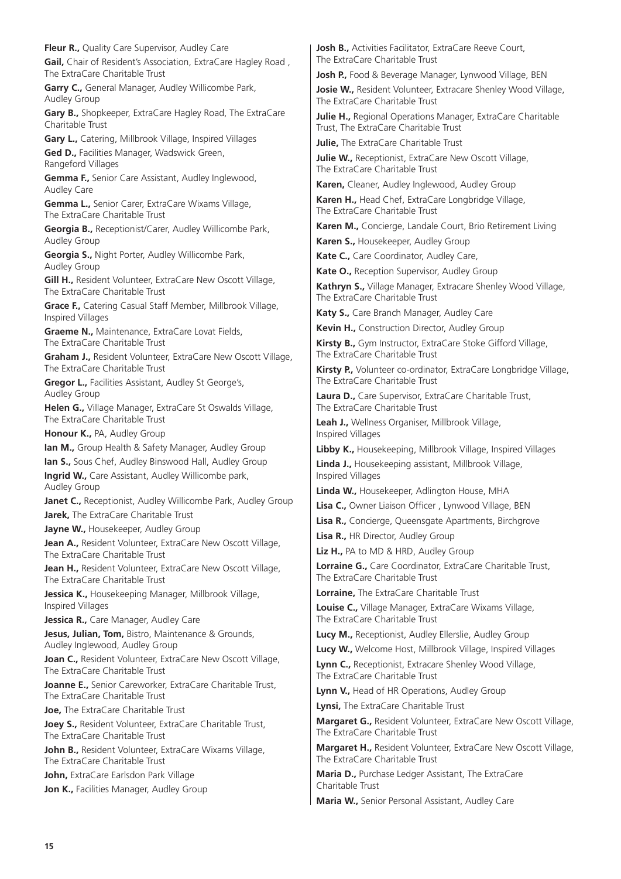**Fleur R.,** Quality Care Supervisor, Audley Care

**Gail,** Chair of Resident's Association, ExtraCare Hagley Road , The ExtraCare Charitable Trust

**Garry C.,** General Manager, Audley Willicombe Park, Audley Group

**Gary B.,** Shopkeeper, ExtraCare Hagley Road, The ExtraCare Charitable Trust

**Gary L.,** Catering, Millbrook Village, Inspired Villages

**Ged D.,** Facilities Manager, Wadswick Green, Rangeford Villages

**Gemma F.,** Senior Care Assistant, Audley Inglewood, Audley Care

**Gemma L.,** Senior Carer, ExtraCare Wixams Village, The ExtraCare Charitable Trust

**Georgia B.,** Receptionist/Carer, Audley Willicombe Park, Audley Group

**Georgia S.,** Night Porter, Audley Willicombe Park, Audley Group

**Gill H.,** Resident Volunteer, ExtraCare New Oscott Village, The ExtraCare Charitable Trust

**Grace F.,** Catering Casual Staff Member, Millbrook Village, Inspired Villages

**Graeme N.,** Maintenance, ExtraCare Lovat Fields, The ExtraCare Charitable Trust

**Graham J.,** Resident Volunteer, ExtraCare New Oscott Village, The ExtraCare Charitable Trust

**Gregor L.,** Facilities Assistant, Audley St George's, Audley Group

**Helen G.,** Village Manager, ExtraCare St Oswalds Village, The ExtraCare Charitable Trust

**Honour K.,** PA, Audley Group

**Ian M.,** Group Health & Safety Manager, Audley Group

**Ian S.,** Sous Chef, Audley Binswood Hall, Audley Group

**Ingrid W.,** Care Assistant, Audley Willicombe park, Audley Group

**Janet C.,** Receptionist, Audley Willicombe Park, Audley Group

**Jarek,** The ExtraCare Charitable Trust

**Jayne W.,** Housekeeper, Audley Group

**Jean A.,** Resident Volunteer, ExtraCare New Oscott Village, The ExtraCare Charitable Trust

**Jean H.,** Resident Volunteer, ExtraCare New Oscott Village, The ExtraCare Charitable Trust

**Jessica K.,** Housekeeping Manager, Millbrook Village, Inspired Villages

**Jessica R.,** Care Manager, Audley Care

**Jesus, Julian, Tom,** Bistro, Maintenance & Grounds, Audley Inglewood, Audley Group

**Joan C.,** Resident Volunteer, ExtraCare New Oscott Village, The ExtraCare Charitable Trust

**Joanne E.,** Senior Careworker, ExtraCare Charitable Trust, The ExtraCare Charitable Trust

**Joe,** The ExtraCare Charitable Trust

**Joey S.,** Resident Volunteer, ExtraCare Charitable Trust, The ExtraCare Charitable Trust

**John B.,** Resident Volunteer, ExtraCare Wixams Village, The ExtraCare Charitable Trust

**John,** ExtraCare Earlsdon Park Village

**Jon K.,** Facilities Manager, Audley Group

**Josh B.,** Activities Facilitator, ExtraCare Reeve Court, The ExtraCare Charitable Trust

**Josh P.,** Food & Beverage Manager, Lynwood Village, BEN

**Josie W.,** Resident Volunteer, Extracare Shenley Wood Village, The ExtraCare Charitable Trust

**Julie H.,** Regional Operations Manager, ExtraCare Charitable Trust, The ExtraCare Charitable Trust

**Julie,** The ExtraCare Charitable Trust

**Julie W.,** Receptionist, ExtraCare New Oscott Village, The ExtraCare Charitable Trust

**Karen,** Cleaner, Audley Inglewood, Audley Group

**Karen H.,** Head Chef, ExtraCare Longbridge Village, The ExtraCare Charitable Trust

**Karen M.,** Concierge, Landale Court, Brio Retirement Living

**Karen S.,** Housekeeper, Audley Group

**Kate C.,** Care Coordinator, Audley Care,

**Kate O.,** Reception Supervisor, Audley Group

**Kathryn S.,** Village Manager, Extracare Shenley Wood Village, The ExtraCare Charitable Trust

**Katy S.,** Care Branch Manager, Audley Care

**Kevin H.,** Construction Director, Audley Group

**Kirsty B.,** Gym Instructor, ExtraCare Stoke Gifford Village, The ExtraCare Charitable Trust

**Kirsty P.,** Volunteer co-ordinator, ExtraCare Longbridge Village, The ExtraCare Charitable Trust

**Laura D.,** Care Supervisor, ExtraCare Charitable Trust, The ExtraCare Charitable Trust

**Leah J.,** Wellness Organiser, Millbrook Village, Inspired Villages

**Libby K.,** Housekeeping, Millbrook Village, Inspired Villages

**Linda J.,** Housekeeping assistant, Millbrook Village, Inspired Villages

**Linda W.,** Housekeeper, Adlington House, MHA

**Lisa C.,** Owner Liaison Officer , Lynwood Village, BEN

**Lisa R.,** Concierge, Queensgate Apartments, Birchgrove

**Lisa R.,** HR Director, Audley Group

**Liz H.,** PA to MD & HRD, Audley Group

**Lorraine G.,** Care Coordinator, ExtraCare Charitable Trust, The ExtraCare Charitable Trust

**Lorraine,** The ExtraCare Charitable Trust

**Louise C.,** Village Manager, ExtraCare Wixams Village, The ExtraCare Charitable Trust

**Lucy M.,** Receptionist, Audley Ellerslie, Audley Group

**Lucy W.,** Welcome Host, Millbrook Village, Inspired Villages

**Lynn C.,** Receptionist, Extracare Shenley Wood Village, The ExtraCare Charitable Trust

**Lynn V.,** Head of HR Operations, Audley Group

**Lynsi,** The ExtraCare Charitable Trust

**Margaret G.,** Resident Volunteer, ExtraCare New Oscott Village, The ExtraCare Charitable Trust

**Margaret H.,** Resident Volunteer, ExtraCare New Oscott Village, The ExtraCare Charitable Trust

**Maria D.,** Purchase Ledger Assistant, The ExtraCare Charitable Trust

**Maria W.,** Senior Personal Assistant, Audley Care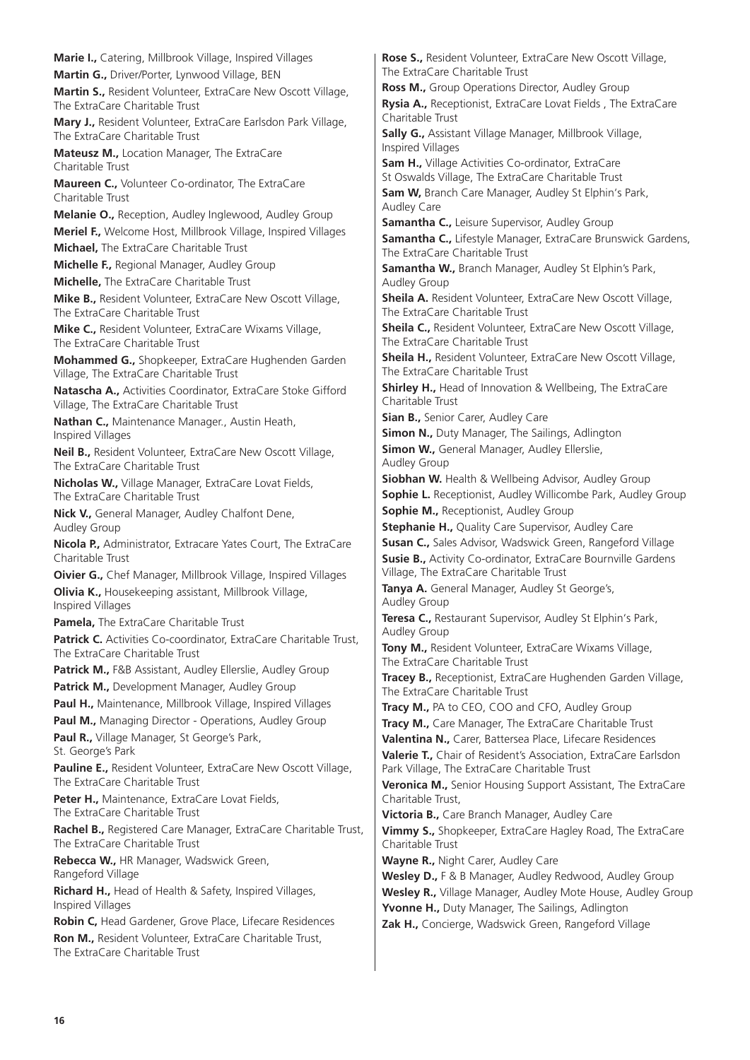**Marie I.,** Catering, Millbrook Village, Inspired Villages

**Martin G.,** Driver/Porter, Lynwood Village, BEN

**Martin S.,** Resident Volunteer, ExtraCare New Oscott Village, The ExtraCare Charitable Trust

**Mary J.,** Resident Volunteer, ExtraCare Earlsdon Park Village, The ExtraCare Charitable Trust

**Mateusz M.,** Location Manager, The ExtraCare Charitable Trust

**Maureen C.,** Volunteer Co-ordinator, The ExtraCare Charitable Trust

**Melanie O.,** Reception, Audley Inglewood, Audley Group

**Meriel F.,** Welcome Host, Millbrook Village, Inspired Villages

**Michael,** The ExtraCare Charitable Trust

**Michelle F.,** Regional Manager, Audley Group

**Michelle,** The ExtraCare Charitable Trust

**Mike B.,** Resident Volunteer, ExtraCare New Oscott Village, The ExtraCare Charitable Trust

**Mike C.,** Resident Volunteer, ExtraCare Wixams Village, The ExtraCare Charitable Trust

**Mohammed G.,** Shopkeeper, ExtraCare Hughenden Garden Village, The ExtraCare Charitable Trust

**Natascha A.,** Activities Coordinator, ExtraCare Stoke Gifford Village, The ExtraCare Charitable Trust

**Nathan C.,** Maintenance Manager., Austin Heath, Inspired Villages

**Neil B.,** Resident Volunteer, ExtraCare New Oscott Village, The ExtraCare Charitable Trust

**Nicholas W.,** Village Manager, ExtraCare Lovat Fields, The ExtraCare Charitable Trust

**Nick V.,** General Manager, Audley Chalfont Dene, Audley Group

**Nicola P.,** Administrator, Extracare Yates Court, The ExtraCare Charitable Trust

**Oivier G.,** Chef Manager, Millbrook Village, Inspired Villages

**Olivia K.,** Housekeeping assistant, Millbrook Village, Inspired Villages

**Pamela,** The ExtraCare Charitable Trust

**Patrick C.** Activities Co-coordinator, ExtraCare Charitable Trust, The ExtraCare Charitable Trust

**Patrick M.,** F&B Assistant, Audley Ellerslie, Audley Group

**Patrick M.,** Development Manager, Audley Group

**Paul H.,** Maintenance, Millbrook Village, Inspired Villages

**Paul M.,** Managing Director - Operations, Audley Group

**Paul R.,** Village Manager, St George's Park, St. George's Park

**Pauline E.,** Resident Volunteer, ExtraCare New Oscott Village, The ExtraCare Charitable Trust

**Peter H.,** Maintenance, ExtraCare Lovat Fields, The ExtraCare Charitable Trust

**Rachel B.,** Registered Care Manager, ExtraCare Charitable Trust, The ExtraCare Charitable Trust

**Rebecca W.,** HR Manager, Wadswick Green, Rangeford Village

**Richard H.,** Head of Health & Safety, Inspired Villages, Inspired Villages

**Robin C,** Head Gardener, Grove Place, Lifecare Residences

**Ron M.,** Resident Volunteer, ExtraCare Charitable Trust, The ExtraCare Charitable Trust

**Rose S.,** Resident Volunteer, ExtraCare New Oscott Village, The ExtraCare Charitable Trust

**Ross M.,** Group Operations Director, Audley Group

**Rysia A.,** Receptionist, ExtraCare Lovat Fields , The ExtraCare Charitable Trust

**Sally G.,** Assistant Village Manager, Millbrook Village, Inspired Villages

**Sam H.,** Village Activities Co-ordinator, ExtraCare St Oswalds Village, The ExtraCare Charitable Trust

**Sam W,** Branch Care Manager, Audley St Elphin's Park, Audley Care

**Samantha C.,** Leisure Supervisor, Audley Group

**Samantha C.,** Lifestyle Manager, ExtraCare Brunswick Gardens, The ExtraCare Charitable Trust

**Samantha W.,** Branch Manager, Audley St Elphin's Park, Audley Group

**Sheila A.** Resident Volunteer, ExtraCare New Oscott Village, The ExtraCare Charitable Trust

**Sheila C.,** Resident Volunteer, ExtraCare New Oscott Village, The ExtraCare Charitable Trust

**Sheila H.,** Resident Volunteer, ExtraCare New Oscott Village, The ExtraCare Charitable Trust

**Shirley H.,** Head of Innovation & Wellbeing, The ExtraCare Charitable Trust

**Sian B.,** Senior Carer, Audley Care

**Simon N.,** Duty Manager, The Sailings, Adlington

**Simon W.,** General Manager, Audley Ellerslie, Audley Group

**Siobhan W.** Health & Wellbeing Advisor, Audley Group

**Sophie L.** Receptionist, Audley Willicombe Park, Audley Group

**Sophie M.,** Receptionist, Audley Group

**Stephanie H.,** Quality Care Supervisor, Audley Care

**Susan C.,** Sales Advisor, Wadswick Green, Rangeford Village

**Susie B.,** Activity Co-ordinator, ExtraCare Bournville Gardens Village, The ExtraCare Charitable Trust

**Tanya A.** General Manager, Audley St George's, Audley Group

**Teresa C.,** Restaurant Supervisor, Audley St Elphin's Park, Audley Group

**Tony M.,** Resident Volunteer, ExtraCare Wixams Village, The ExtraCare Charitable Trust

**Tracey B.,** Receptionist, ExtraCare Hughenden Garden Village, The ExtraCare Charitable Trust

**Tracy M.,** PA to CEO, COO and CFO, Audley Group

**Tracy M.,** Care Manager, The ExtraCare Charitable Trust

**Valentina N.,** Carer, Battersea Place, Lifecare Residences

**Valerie T.,** Chair of Resident's Association, ExtraCare Earlsdon Park Village, The ExtraCare Charitable Trust

**Veronica M.,** Senior Housing Support Assistant, The ExtraCare Charitable Trust,

**Victoria B.,** Care Branch Manager, Audley Care

**Vimmy S.,** Shopkeeper, ExtraCare Hagley Road, The ExtraCare Charitable Trust

**Wayne R.,** Night Carer, Audley Care

**Wesley D.,** F & B Manager, Audley Redwood, Audley Group

**Wesley R.,** Village Manager, Audley Mote House, Audley Group

**Yvonne H.,** Duty Manager, The Sailings, Adlington

**Zak H.,** Concierge, Wadswick Green, Rangeford Village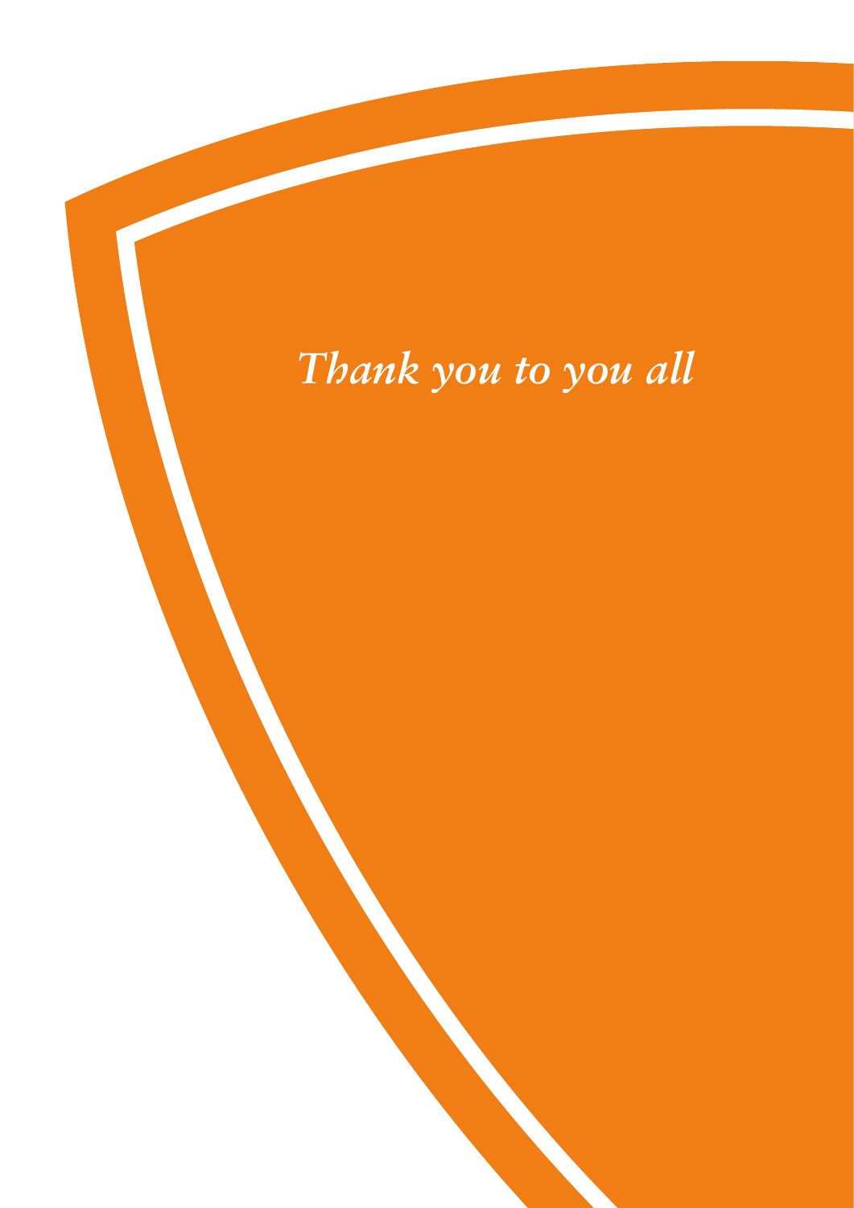*Thank you to you all*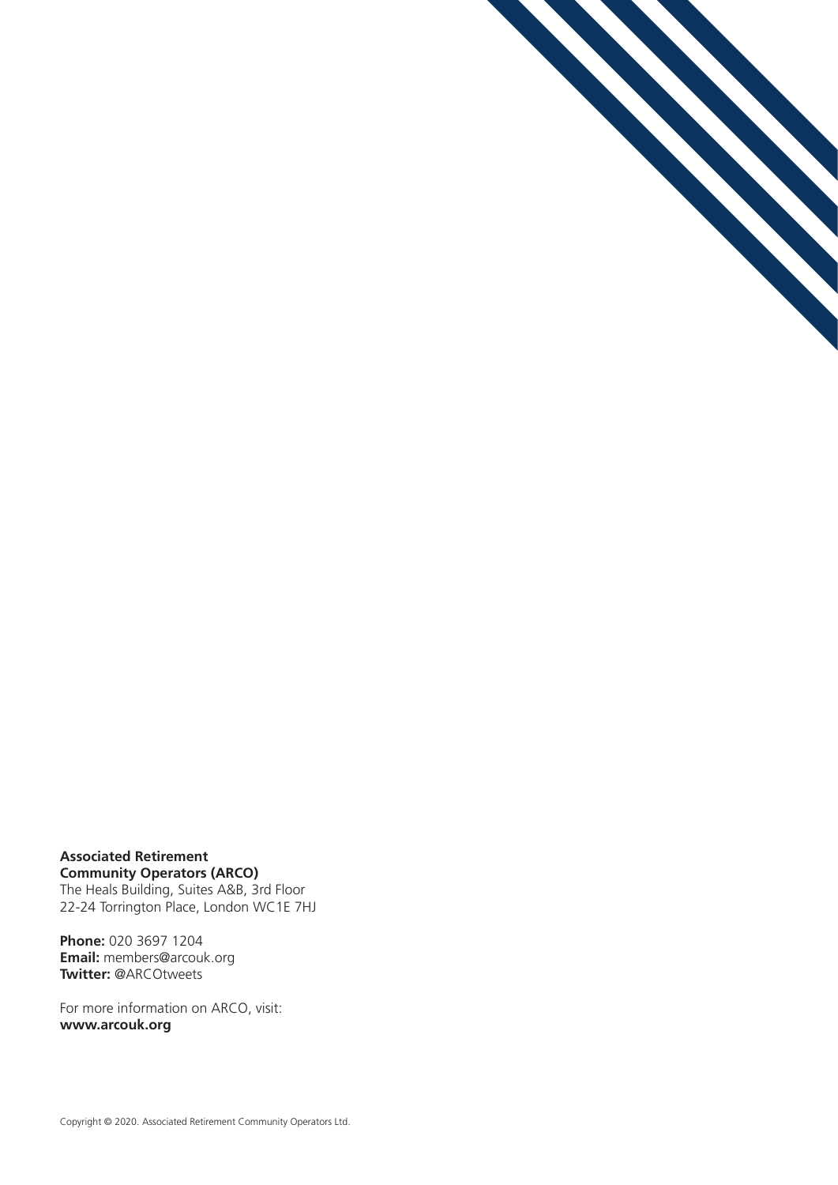**Associated Retirement Community Operators (ARCO)**
The Heals Building, Suites A&B, 3rd Floor
22-24 Torrington Place, London WC1E 7HJ

**Phone:** 020 3697 1204
**Email:** members@arcouk.org
**Twitter:** @ARCOtweets

For more information on ARCO, visit:
**www.arcouk.org**

Copyright © 2020. Associated Retirement Community Operators Ltd.